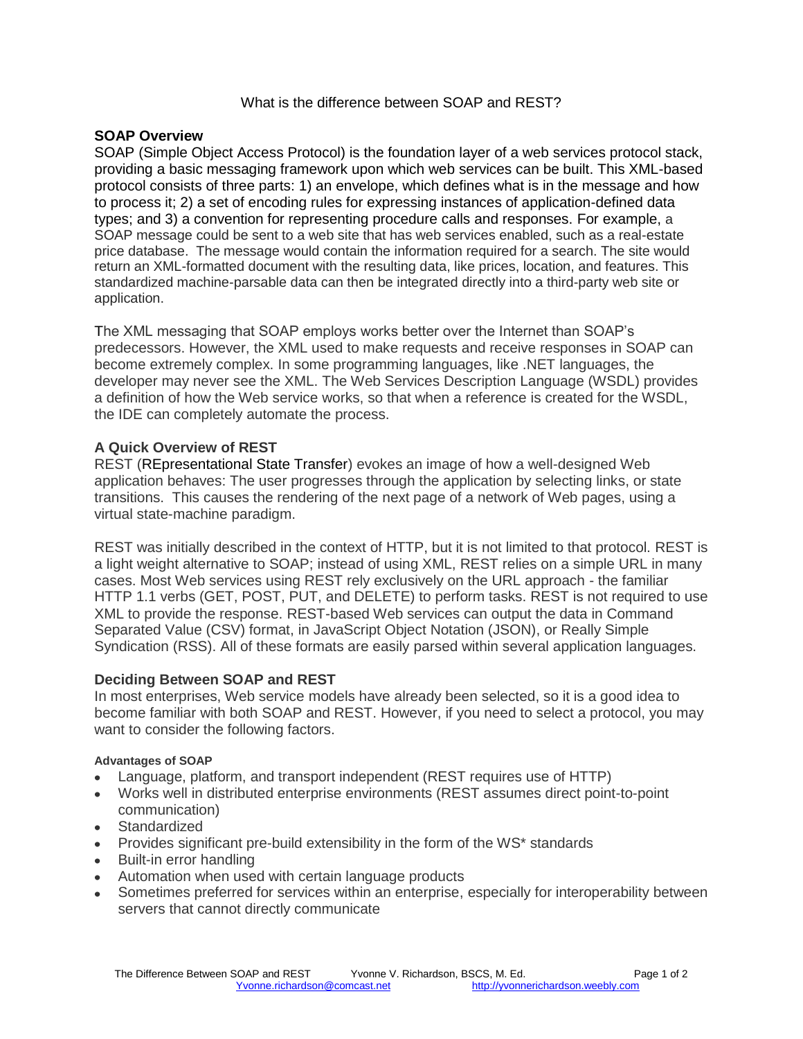# What is the difference between SOAP and REST?

## SOAP Overview

SOAP (Simple Object Access Protocol) is the foundation layer of a web services protocol stack, providing a basic messaging framework upon which web services can be built. This XML-based protocol consists of three parts: 1) an envelope, which defines what is in the message and how to process it; 2) a set of encoding rules for expressing instances of application-defined data types; and 3) a convention for representing procedure calls and responses. For example, a SOAP message could be sent to a web site that has web services enabled, such as a real-estate price database. The message would contain the information required for a search. The site would return an XML-formatted document with the resulting data, like prices, location, and features. This standardized machine-parsable data can then be integrated directly into a third-party web site or application.

The XML messaging that SOAP employs works better over the Internet than SOAP's predecessors. However, the XML used to make requests and receive responses in SOAP can become extremely complex. In some programming languages, like .NET languages, the developer may never see the XML. The Web Services Description Language (WSDL) provides a definition of how the Web service works, so that when a reference is created for the WSDL, the IDE can completely automate the process.

## A Quick Overview of REST

REST (REpresentational State Transfer) evokes an image of how a well-designed Web application behaves: The user progresses through the application by selecting links, or state transitions. This causes the rendering of the next page of a network of Web pages, using a virtual state-machine paradigm.

REST was initially described in the context of HTTP, but it is not limited to that protocol. REST is a light weight alternative to SOAP; instead of using XML, REST relies on a simple URL in many cases. Most Web services using REST rely exclusively on the URL approach - the familiar HTTP 1.1 verbs (GET, POST, PUT, and DELETE) to perform tasks. REST is not required to use XML to provide the response. REST-based Web services can output the data in Command Separated Value (CSV) format, in JavaScript Object Notation (JSON), or Really Simple Syndication (RSS). All of these formats are easily parsed within several application languages.

## Deciding Between SOAP and REST

In most enterprises, Web service models have already been selected, so it is a good idea to become familiar with both SOAP and REST. However, if you need to select a protocol, you may want to consider the following factors.

### Advantages of SOAP

- Language, platform, and transport independent (REST requires use of HTTP)
- Works well in distributed enterprise environments (REST assumes direct point-to-point communication)
- Standardized
- Provides significant pre-build extensibility in the form of the WS* standards
- Built-in error handling
- Automation when used with certain language products
- Sometimes preferred for services within an enterprise, especially for interoperability between servers that cannot directly communicate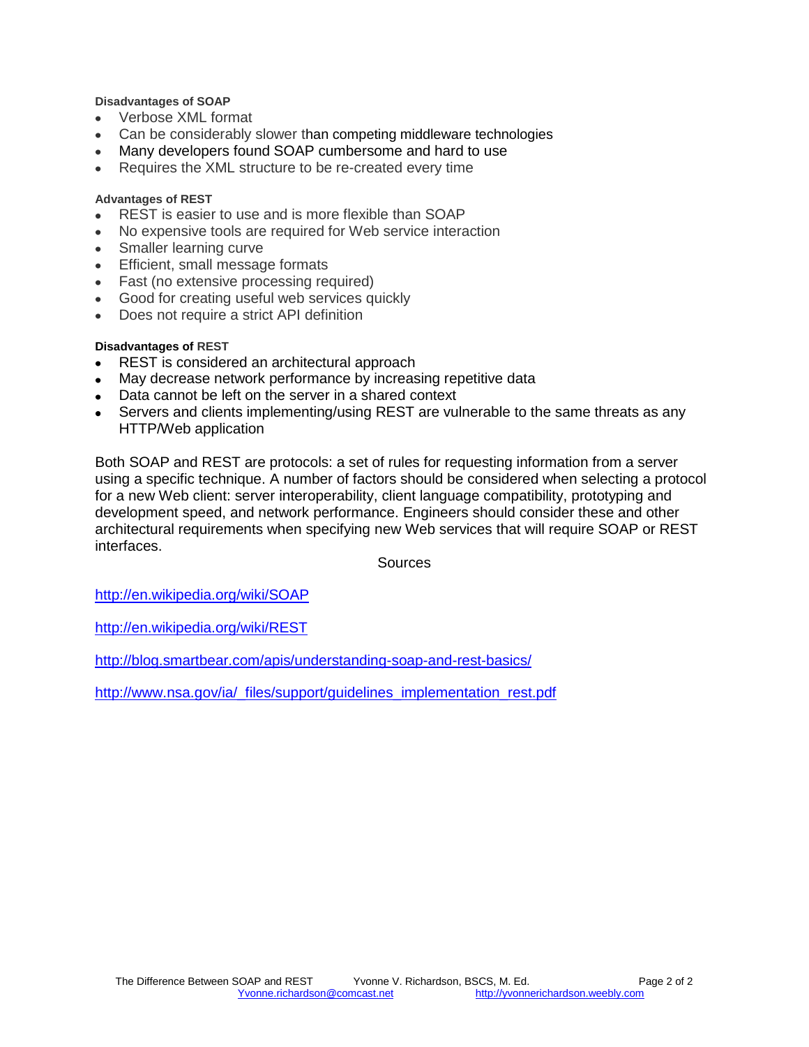**Disadvantages of SOAP**

- Verbose XML format
- Can be considerably slower than competing middleware technologies
- Many developers found SOAP cumbersome and hard to use
- Requires the XML structure to be re-created every time

**Advantages of REST**

- REST is easier to use and is more flexible than SOAP
- No expensive tools are required for Web service interaction
- Smaller learning curve
- Efficient, small message formats
- Fast (no extensive processing required)
- Good for creating useful web services quickly
- Does not require a strict API definition

**Disadvantages of REST**

- REST is considered an architectural approach
- May decrease network performance by increasing repetitive data
- Data cannot be left on the server in a shared context
- Servers and clients implementing/using REST are vulnerable to the same threats as any HTTP/Web application

Both SOAP and REST are protocols: a set of rules for requesting information from a server using a specific technique. A number of factors should be considered when selecting a protocol for a new Web client: server interoperability, client language compatibility, prototyping and development speed, and network performance. Engineers should consider these and other architectural requirements when specifying new Web services that will require SOAP or REST interfaces.

Sources

http://en.wikipedia.org/wiki/SOAP

http://en.wikipedia.org/wiki/REST

http://blog.smartbear.com/apis/understanding-soap-and-rest-basics/

http://www.nsa.gov/ia/_files/support/guidelines_implementation_rest.pdf